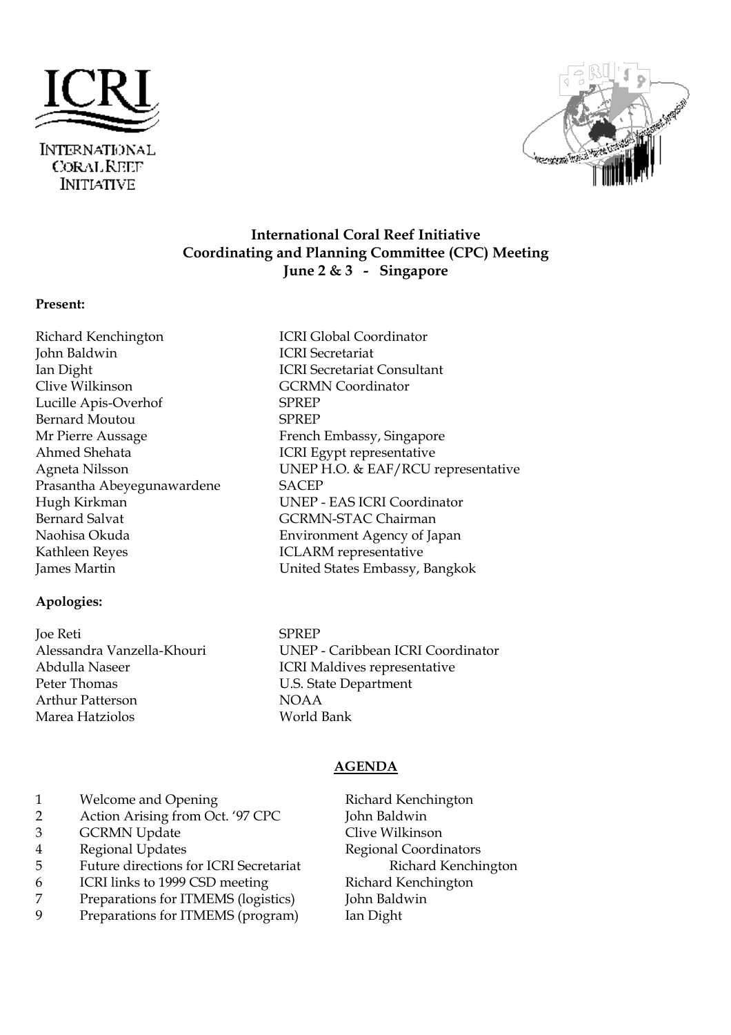ICRI

INTERNATIONAL CORAL REEF INITIATIVE

**International Coral Reef Initiative**
**Coordinating and Planning Committee (CPC) Meeting**
**June 2 & 3 - Singapore**

**Present:**

| | |
|---|---|
| Richard Kenchington | ICRI Global Coordinator |
| John Baldwin | ICRI Secretariat |
| Ian Dight | ICRI Secretariat Consultant |
| Clive Wilkinson | GCRMN Coordinator |
| Lucille Apis-Overhof | SPREP |
| Bernard Moutou | SPREP |
| Mr Pierre Aussage | French Embassy, Singapore |
| Ahmed Shehata | ICRI Egypt representative |
| Agneta Nilsson | UNEP H.O. & EAF/RCU representative |
| Prasantha Abeyegunawardene | SACEP |
| Hugh Kirkman | UNEP - EAS ICRI Coordinator |
| Bernard Salvat | GCRMN-STAC Chairman |
| Naohisa Okuda | Environment Agency of Japan |
| Kathleen Reyes | ICLARM representative |
| James Martin | United States Embassy, Bangkok |

**Apologies:**

| | |
|---|---|
| Joe Reti | SPREP |
| Alessandra Vanzella-Khouri | UNEP - Caribbean ICRI Coordinator |
| Abdulla Naseer | ICRI Maldives representative |
| Peter Thomas | U.S. State Department |
| Arthur Patterson | NOAA |
| Marea Hatziolos | World Bank |

**AGENDA**

| | | |
|---|---|---|
| 1 | Welcome and Opening | Richard Kenchington |
| 2 | Action Arising from Oct. '97 CPC | John Baldwin |
| 3 | GCRMN Update | Clive Wilkinson |
| 4 | Regional Updates | Regional Coordinators |
| 5 | Future directions for ICRI Secretariat | Richard Kenchington |
| 6 | ICRI links to 1999 CSD meeting | Richard Kenchington |
| 7 | Preparations for ITMEMS (logistics) | John Baldwin |
| 9 | Preparations for ITMEMS (program) | Ian Dight |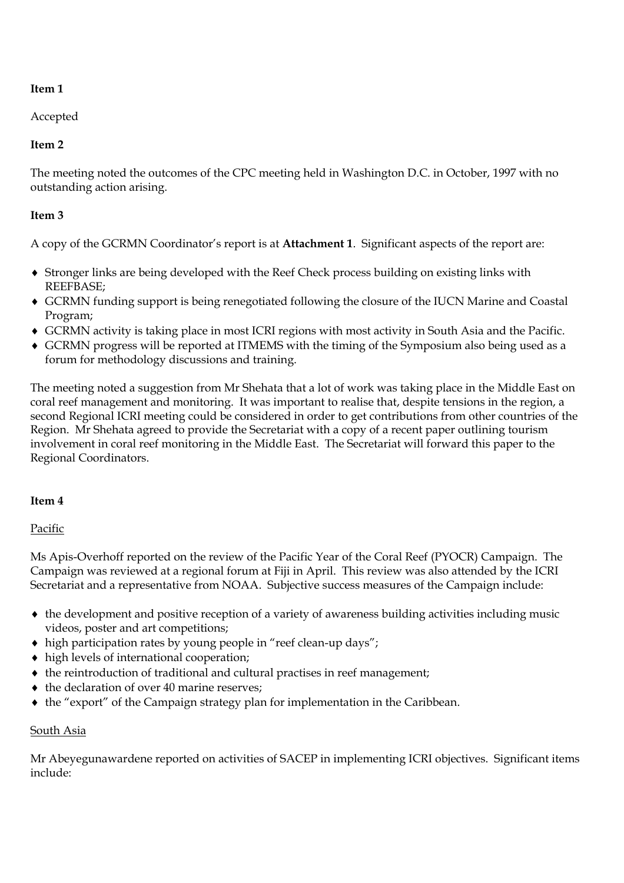**Item 1**

Accepted

**Item 2**

The meeting noted the outcomes of the CPC meeting held in Washington D.C. in October, 1997 with no outstanding action arising.

**Item 3**

A copy of the GCRMN Coordinator's report is at **Attachment 1**. Significant aspects of the report are:

- Stronger links are being developed with the Reef Check process building on existing links with REEFBASE;
- GCRMN funding support is being renegotiated following the closure of the IUCN Marine and Coastal Program;
- GCRMN activity is taking place in most ICRI regions with most activity in South Asia and the Pacific.
- GCRMN progress will be reported at ITMEMS with the timing of the Symposium also being used as a forum for methodology discussions and training.

The meeting noted a suggestion from Mr Shehata that a lot of work was taking place in the Middle East on coral reef management and monitoring. It was important to realise that, despite tensions in the region, a second Regional ICRI meeting could be considered in order to get contributions from other countries of the Region. Mr Shehata agreed to provide the Secretariat with a copy of a recent paper outlining tourism involvement in coral reef monitoring in the Middle East. The Secretariat will forward this paper to the Regional Coordinators.

**Item 4**

<u>Pacific</u>

Ms Apis-Overhoff reported on the review of the Pacific Year of the Coral Reef (PYOCR) Campaign. The Campaign was reviewed at a regional forum at Fiji in April. This review was also attended by the ICRI Secretariat and a representative from NOAA. Subjective success measures of the Campaign include:

- the development and positive reception of a variety of awareness building activities including music videos, poster and art competitions;
- high participation rates by young people in "reef clean-up days";
- high levels of international cooperation;
- the reintroduction of traditional and cultural practises in reef management;
- the declaration of over 40 marine reserves;
- the "export" of the Campaign strategy plan for implementation in the Caribbean.

<u>South Asia</u>

Mr Abeyegunawardene reported on activities of SACEP in implementing ICRI objectives. Significant items include: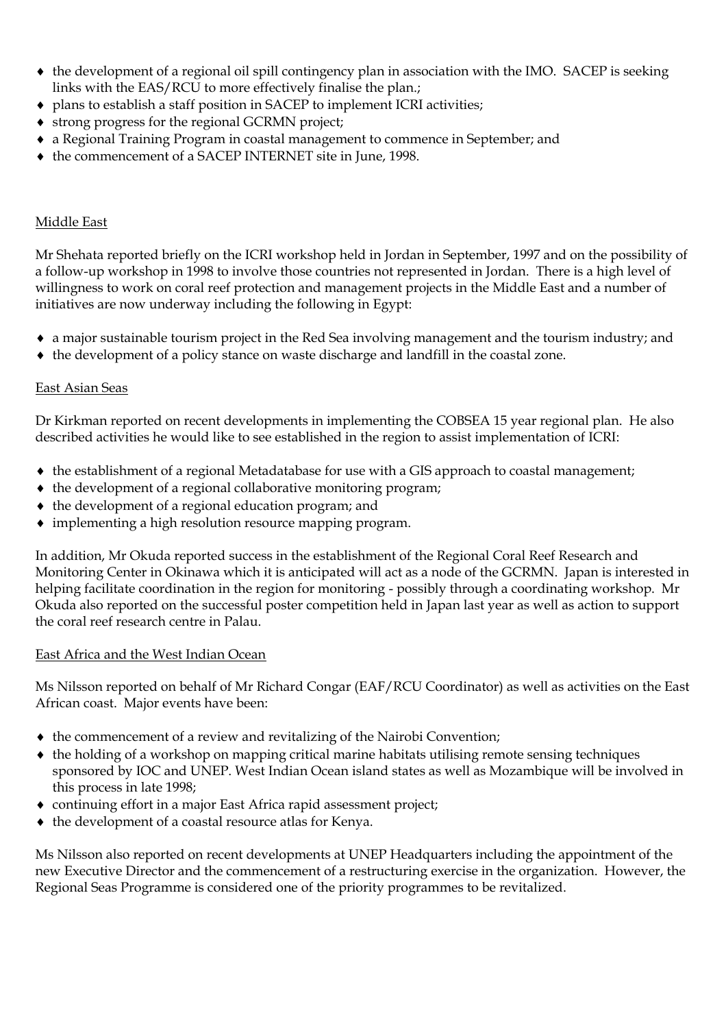- the development of a regional oil spill contingency plan in association with the IMO. SACEP is seeking links with the EAS/RCU to more effectively finalise the plan.;
- plans to establish a staff position in SACEP to implement ICRI activities;
- strong progress for the regional GCRMN project;
- a Regional Training Program in coastal management to commence in September; and
- the commencement of a SACEP INTERNET site in June, 1998.

Middle East

Mr Shehata reported briefly on the ICRI workshop held in Jordan in September, 1997 and on the possibility of a follow-up workshop in 1998 to involve those countries not represented in Jordan. There is a high level of willingness to work on coral reef protection and management projects in the Middle East and a number of initiatives are now underway including the following in Egypt:

- a major sustainable tourism project in the Red Sea involving management and the tourism industry; and
- the development of a policy stance on waste discharge and landfill in the coastal zone.

East Asian Seas

Dr Kirkman reported on recent developments in implementing the COBSEA 15 year regional plan. He also described activities he would like to see established in the region to assist implementation of ICRI:

- the establishment of a regional Metadatabase for use with a GIS approach to coastal management;
- the development of a regional collaborative monitoring program;
- the development of a regional education program; and
- implementing a high resolution resource mapping program.

In addition, Mr Okuda reported success in the establishment of the Regional Coral Reef Research and Monitoring Center in Okinawa which it is anticipated will act as a node of the GCRMN. Japan is interested in helping facilitate coordination in the region for monitoring - possibly through a coordinating workshop. Mr Okuda also reported on the successful poster competition held in Japan last year as well as action to support the coral reef research centre in Palau.

East Africa and the West Indian Ocean

Ms Nilsson reported on behalf of Mr Richard Congar (EAF/RCU Coordinator) as well as activities on the East African coast. Major events have been:

- the commencement of a review and revitalizing of the Nairobi Convention;
- the holding of a workshop on mapping critical marine habitats utilising remote sensing techniques sponsored by IOC and UNEP. West Indian Ocean island states as well as Mozambique will be involved in this process in late 1998;
- continuing effort in a major East Africa rapid assessment project;
- the development of a coastal resource atlas for Kenya.

Ms Nilsson also reported on recent developments at UNEP Headquarters including the appointment of the new Executive Director and the commencement of a restructuring exercise in the organization. However, the Regional Seas Programme is considered one of the priority programmes to be revitalized.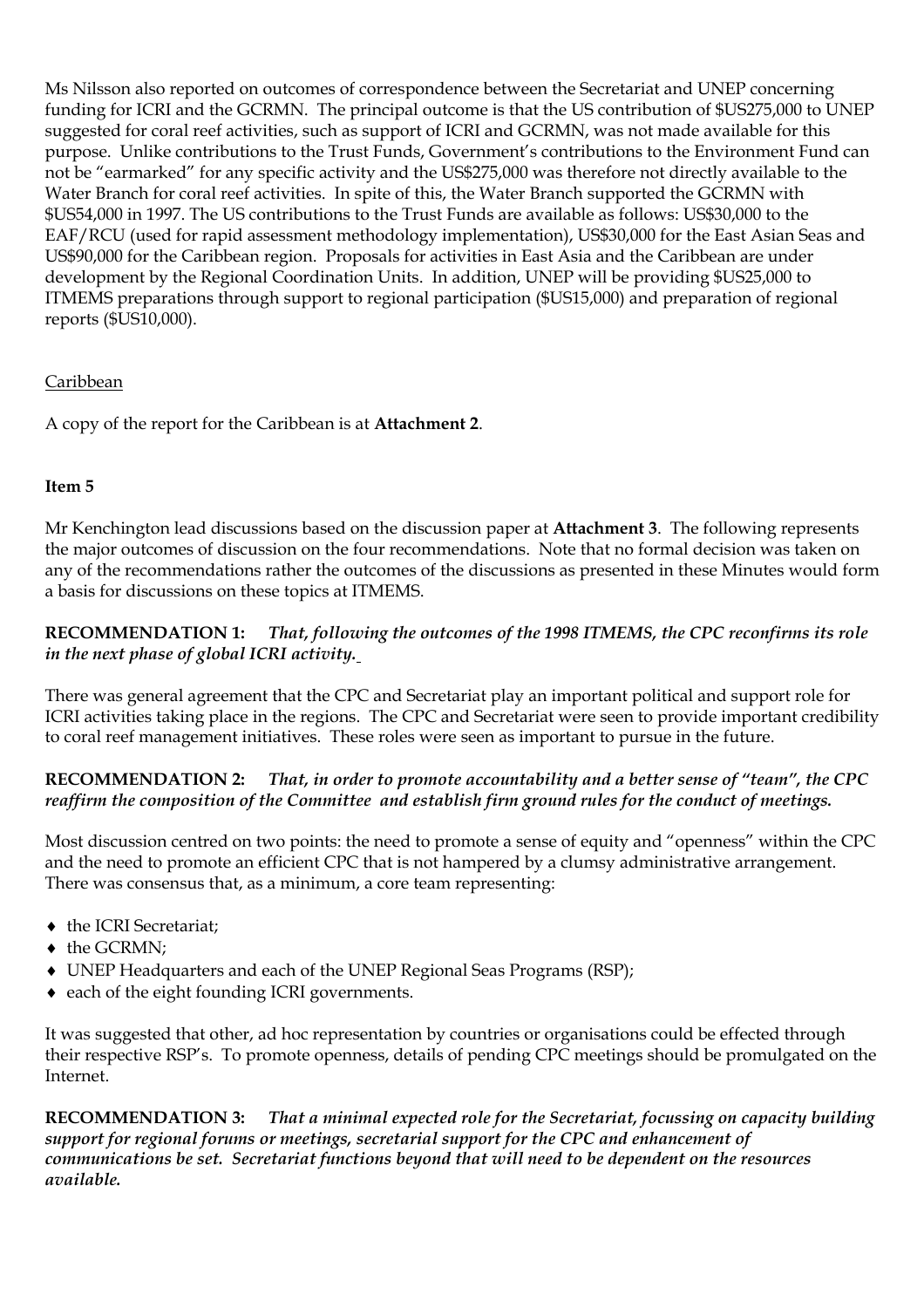Ms Nilsson also reported on outcomes of correspondence between the Secretariat and UNEP concerning funding for ICRI and the GCRMN. The principal outcome is that the US contribution of $US275,000 to UNEP suggested for coral reef activities, such as support of ICRI and GCRMN, was not made available for this purpose. Unlike contributions to the Trust Funds, Government's contributions to the Environment Fund can not be "earmarked" for any specific activity and the US$275,000 was therefore not directly available to the Water Branch for coral reef activities. In spite of this, the Water Branch supported the GCRMN with $US54,000 in 1997. The US contributions to the Trust Funds are available as follows: US$30,000 to the EAF/RCU (used for rapid assessment methodology implementation), US$30,000 for the East Asian Seas and US$90,000 for the Caribbean region. Proposals for activities in East Asia and the Caribbean are under development by the Regional Coordination Units. In addition, UNEP will be providing $US25,000 to ITMEMS preparations through support to regional participation ($US15,000) and preparation of regional reports ($US10,000).

Caribbean

A copy of the report for the Caribbean is at **Attachment 2**.

**Item 5**

Mr Kenchington lead discussions based on the discussion paper at **Attachment 3**. The following represents the major outcomes of discussion on the four recommendations. Note that no formal decision was taken on any of the recommendations rather the outcomes of the discussions as presented in these Minutes would form a basis for discussions on these topics at ITMEMS.

**RECOMMENDATION 1:** ***That, following the outcomes of the 1998 ITMEMS, the CPC reconfirms its role in the next phase of global ICRI activity.***

There was general agreement that the CPC and Secretariat play an important political and support role for ICRI activities taking place in the regions. The CPC and Secretariat were seen to provide important credibility to coral reef management initiatives. These roles were seen as important to pursue in the future.

**RECOMMENDATION 2:** ***That, in order to promote accountability and a better sense of "team", the CPC reaffirm the composition of the Committee and establish firm ground rules for the conduct of meetings.***

Most discussion centred on two points: the need to promote a sense of equity and "openness" within the CPC and the need to promote an efficient CPC that is not hampered by a clumsy administrative arrangement. There was consensus that, as a minimum, a core team representing:

- the ICRI Secretariat;
- the GCRMN;
- UNEP Headquarters and each of the UNEP Regional Seas Programs (RSP);
- each of the eight founding ICRI governments.

It was suggested that other, ad hoc representation by countries or organisations could be effected through their respective RSP's. To promote openness, details of pending CPC meetings should be promulgated on the Internet.

**RECOMMENDATION 3:** ***That a minimal expected role for the Secretariat, focussing on capacity building support for regional forums or meetings, secretarial support for the CPC and enhancement of communications be set. Secretariat functions beyond that will need to be dependent on the resources available.***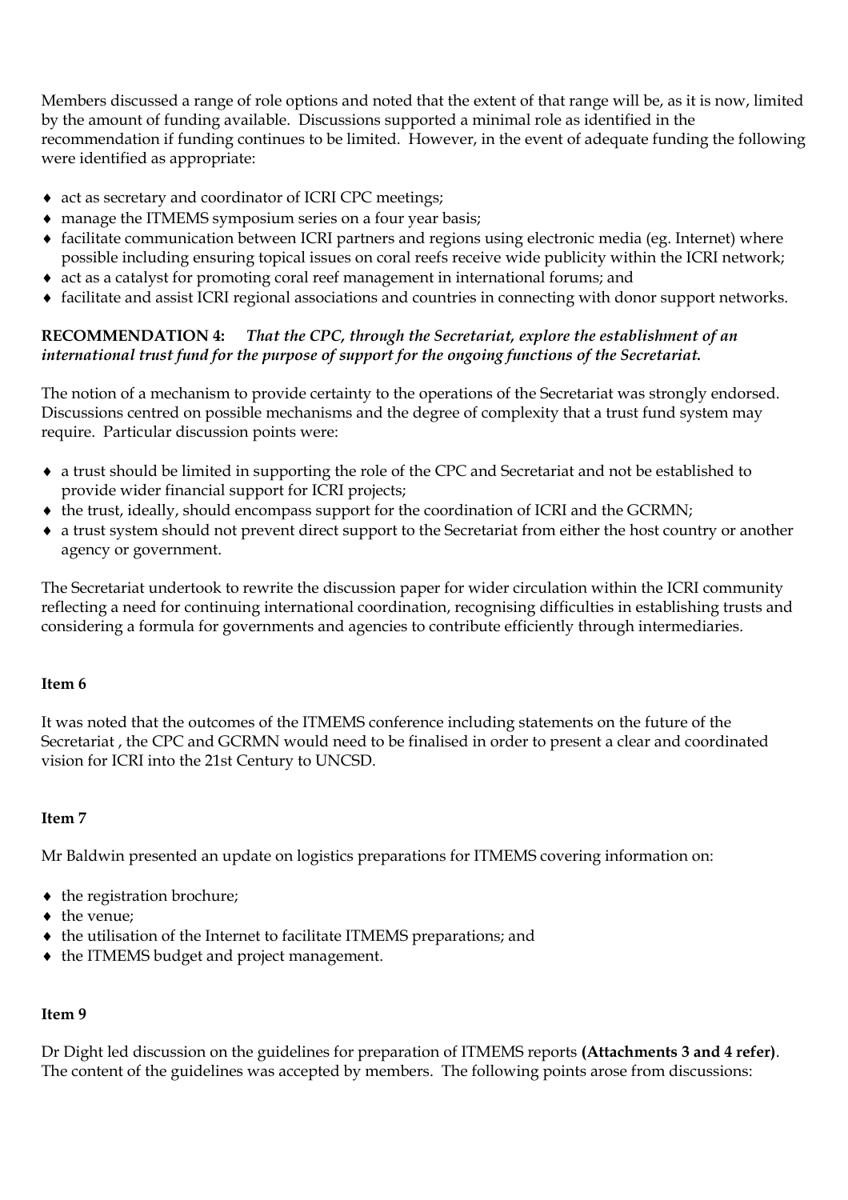Members discussed a range of role options and noted that the extent of that range will be, as it is now, limited by the amount of funding available. Discussions supported a minimal role as identified in the recommendation if funding continues to be limited. However, in the event of adequate funding the following were identified as appropriate:

- act as secretary and coordinator of ICRI CPC meetings;
- manage the ITMEMS symposium series on a four year basis;
- facilitate communication between ICRI partners and regions using electronic media (eg. Internet) where possible including ensuring topical issues on coral reefs receive wide publicity within the ICRI network;
- act as a catalyst for promoting coral reef management in international forums; and
- facilitate and assist ICRI regional associations and countries in connecting with donor support networks.

**RECOMMENDATION 4:** ***That the CPC, through the Secretariat, explore the establishment of an international trust fund for the purpose of support for the ongoing functions of the Secretariat.***

The notion of a mechanism to provide certainty to the operations of the Secretariat was strongly endorsed. Discussions centred on possible mechanisms and the degree of complexity that a trust fund system may require. Particular discussion points were:

- a trust should be limited in supporting the role of the CPC and Secretariat and not be established to provide wider financial support for ICRI projects;
- the trust, ideally, should encompass support for the coordination of ICRI and the GCRMN;
- a trust system should not prevent direct support to the Secretariat from either the host country or another agency or government.

The Secretariat undertook to rewrite the discussion paper for wider circulation within the ICRI community reflecting a need for continuing international coordination, recognising difficulties in establishing trusts and considering a formula for governments and agencies to contribute efficiently through intermediaries.

**Item 6**

It was noted that the outcomes of the ITMEMS conference including statements on the future of the Secretariat , the CPC and GCRMN would need to be finalised in order to present a clear and coordinated vision for ICRI into the 21st Century to UNCSD.

**Item 7**

Mr Baldwin presented an update on logistics preparations for ITMEMS covering information on:

- the registration brochure;
- the venue;
- the utilisation of the Internet to facilitate ITMEMS preparations; and
- the ITMEMS budget and project management.

**Item 9**

Dr Dight led discussion on the guidelines for preparation of ITMEMS reports **(Attachments 3 and 4 refer)**. The content of the guidelines was accepted by members. The following points arose from discussions: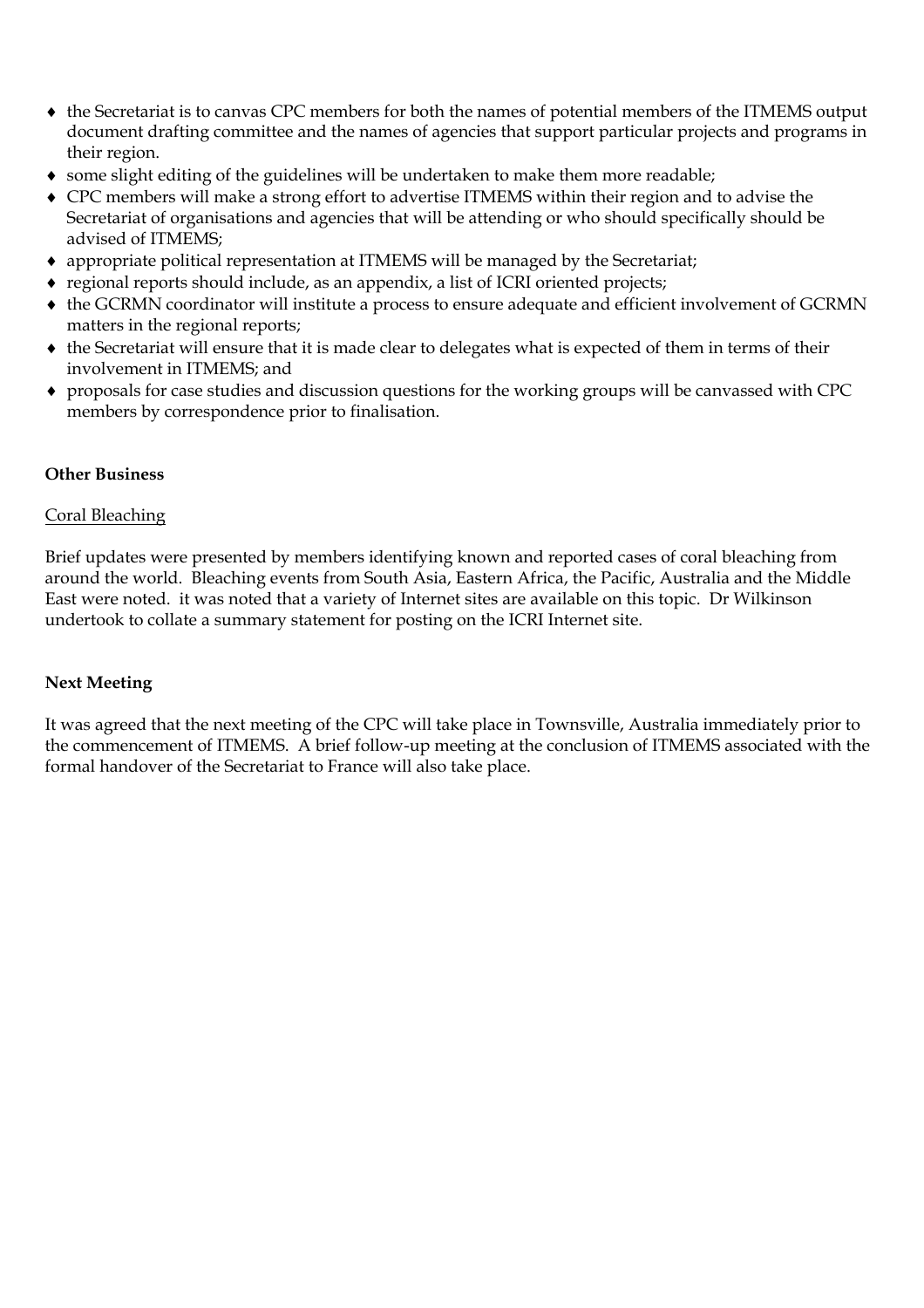- the Secretariat is to canvas CPC members for both the names of potential members of the ITMEMS output document drafting committee and the names of agencies that support particular projects and programs in their region.
- some slight editing of the guidelines will be undertaken to make them more readable;
- CPC members will make a strong effort to advertise ITMEMS within their region and to advise the Secretariat of organisations and agencies that will be attending or who should specifically should be advised of ITMEMS;
- appropriate political representation at ITMEMS will be managed by the Secretariat;
- regional reports should include, as an appendix, a list of ICRI oriented projects;
- the GCRMN coordinator will institute a process to ensure adequate and efficient involvement of GCRMN matters in the regional reports;
- the Secretariat will ensure that it is made clear to delegates what is expected of them in terms of their involvement in ITMEMS; and
- proposals for case studies and discussion questions for the working groups will be canvassed with CPC members by correspondence prior to finalisation.

**Other Business**

<u>Coral Bleaching</u>

Brief updates were presented by members identifying known and reported cases of coral bleaching from around the world. Bleaching events from South Asia, Eastern Africa, the Pacific, Australia and the Middle East were noted. it was noted that a variety of Internet sites are available on this topic. Dr Wilkinson undertook to collate a summary statement for posting on the ICRI Internet site.

**Next Meeting**

It was agreed that the next meeting of the CPC will take place in Townsville, Australia immediately prior to the commencement of ITMEMS. A brief follow-up meeting at the conclusion of ITMEMS associated with the formal handover of the Secretariat to France will also take place.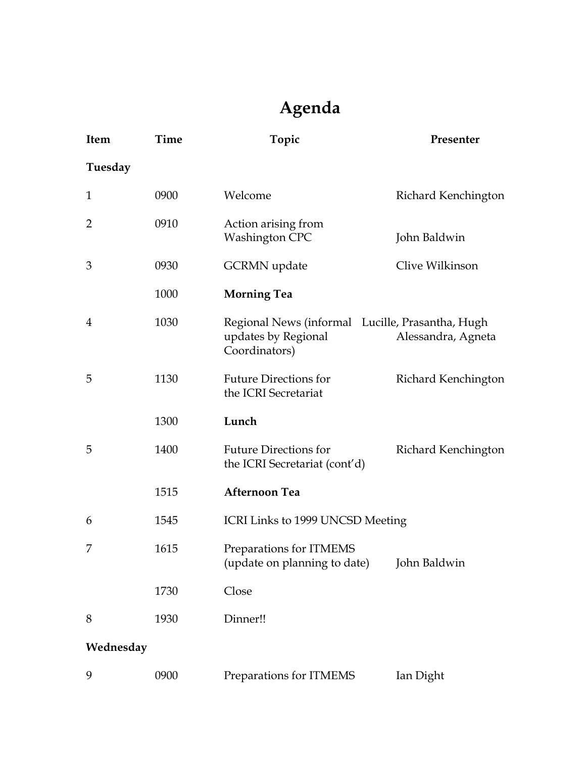# Agenda

| Item | Time | Topic | Presenter |
|---|---|---|---|
| **Tuesday** | | | |
| 1 | 0900 | Welcome | Richard Kenchington |
| 2 | 0910 | Action arising from Washington CPC | John Baldwin |
| 3 | 0930 | GCRMN update | Clive Wilkinson |
| | 1000 | **Morning Tea** | |
| 4 | 1030 | Regional News (informal updates by Regional Coordinators) | Lucille, Prasantha, Hugh Alessandra, Agneta |
| 5 | 1130 | Future Directions for the ICRI Secretariat | Richard Kenchington |
| | 1300 | **Lunch** | |
| 5 | 1400 | Future Directions for the ICRI Secretariat (cont'd) | Richard Kenchington |
| | 1515 | **Afternoon Tea** | |
| 6 | 1545 | ICRI Links to 1999 UNCSD Meeting | |
| 7 | 1615 | Preparations for ITMEMS (update on planning to date) | John Baldwin |
| | 1730 | Close | |
| 8 | 1930 | Dinner!! | |
| **Wednesday** | | | |
| 9 | 0900 | Preparations for ITMEMS | Ian Dight |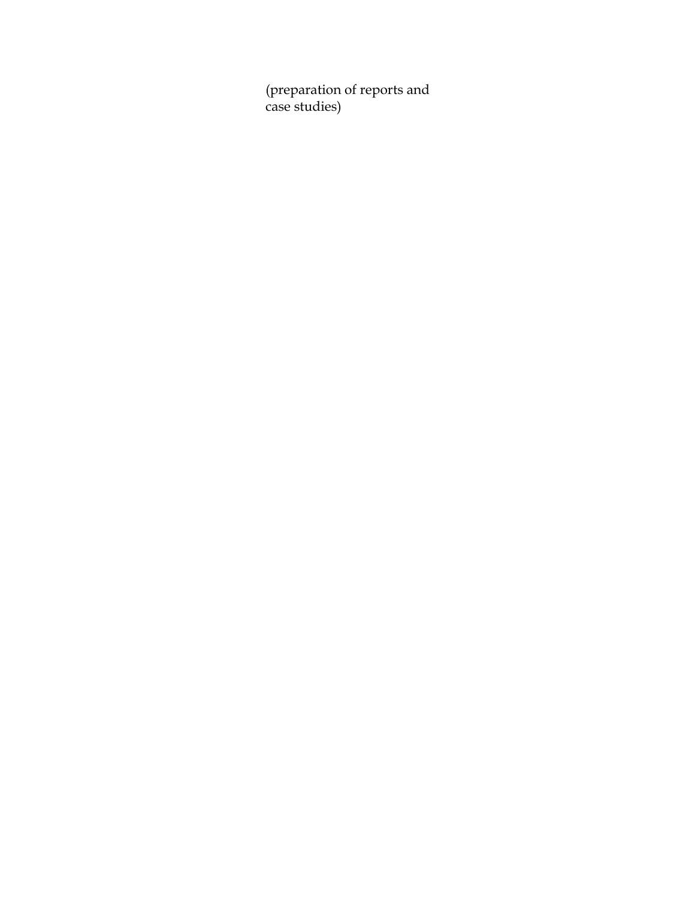(preparation of reports and case studies)